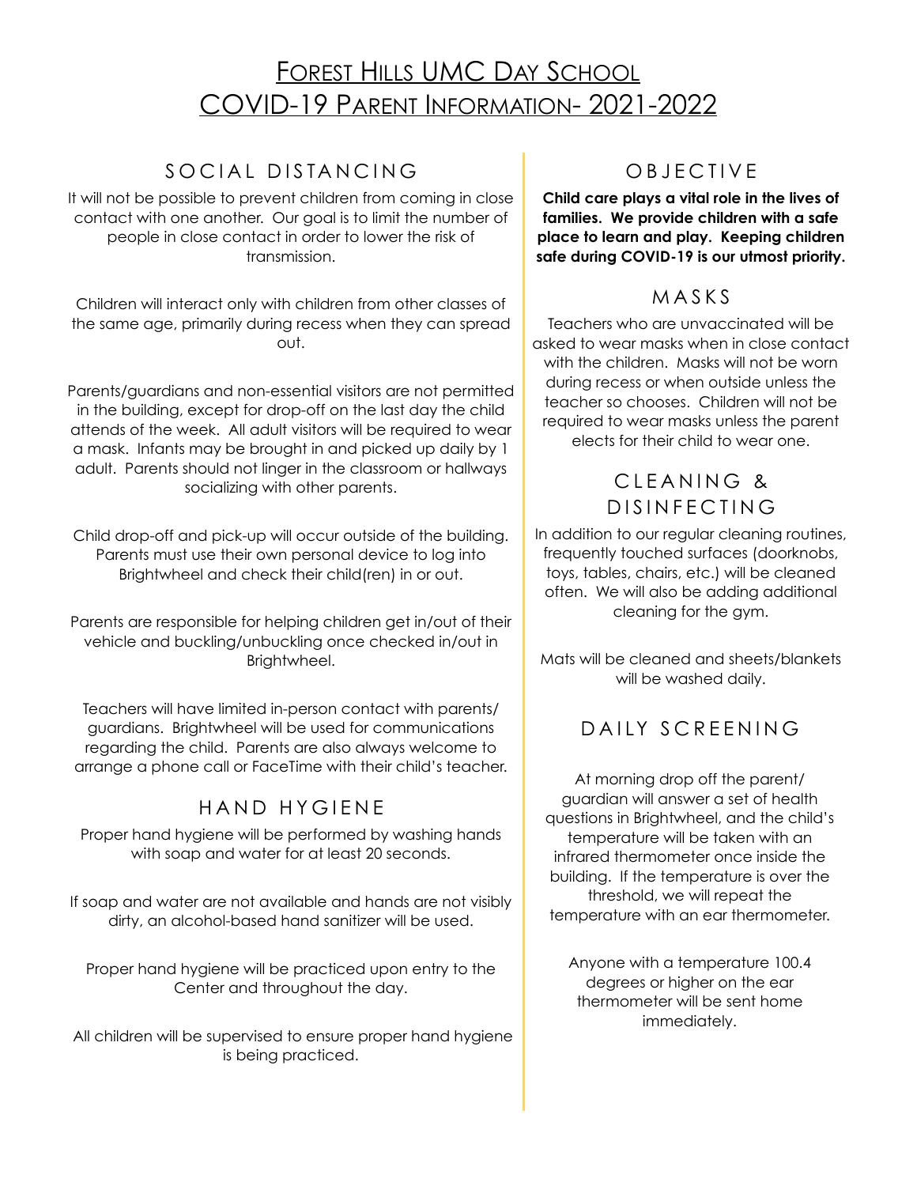# Forest Hills UMC Day School
# COVID-19 Parent Information- 2021-2022

## SOCIAL DISTANCING

It will not be possible to prevent children from coming in close contact with one another. Our goal is to limit the number of people in close contact in order to lower the risk of transmission.

Children will interact only with children from other classes of the same age, primarily during recess when they can spread out.

Parents/guardians and non-essential visitors are not permitted in the building, except for drop-off on the last day the child attends of the week. All adult visitors will be required to wear a mask. Infants may be brought in and picked up daily by 1 adult. Parents should not linger in the classroom or hallways socializing with other parents.

Child drop-off and pick-up will occur outside of the building. Parents must use their own personal device to log into Brightwheel and check their child(ren) in or out.

Parents are responsible for helping children get in/out of their vehicle and buckling/unbuckling once checked in/out in Brightwheel.

Teachers will have limited in-person contact with parents/guardians. Brightwheel will be used for communications regarding the child. Parents are also always welcome to arrange a phone call or FaceTime with their child's teacher.

## HAND HYGIENE

Proper hand hygiene will be performed by washing hands with soap and water for at least 20 seconds.

If soap and water are not available and hands are not visibly dirty, an alcohol-based hand sanitizer will be used.

Proper hand hygiene will be practiced upon entry to the Center and throughout the day.

All children will be supervised to ensure proper hand hygiene is being practiced.

## OBJECTIVE

**Child care plays a vital role in the lives of families. We provide children with a safe place to learn and play. Keeping children safe during COVID-19 is our utmost priority.**

## MASKS

Teachers who are unvaccinated will be asked to wear masks when in close contact with the children. Masks will not be worn during recess or when outside unless the teacher so chooses. Children will not be required to wear masks unless the parent elects for their child to wear one.

## CLEANING & DISINFECTING

In addition to our regular cleaning routines, frequently touched surfaces (doorknobs, toys, tables, chairs, etc.) will be cleaned often. We will also be adding additional cleaning for the gym.

Mats will be cleaned and sheets/blankets will be washed daily.

## DAILY SCREENING

At morning drop off the parent/guardian will answer a set of health questions in Brightwheel, and the child's temperature will be taken with an infrared thermometer once inside the building. If the temperature is over the threshold, we will repeat the temperature with an ear thermometer.

Anyone with a temperature 100.4 degrees or higher on the ear thermometer will be sent home immediately.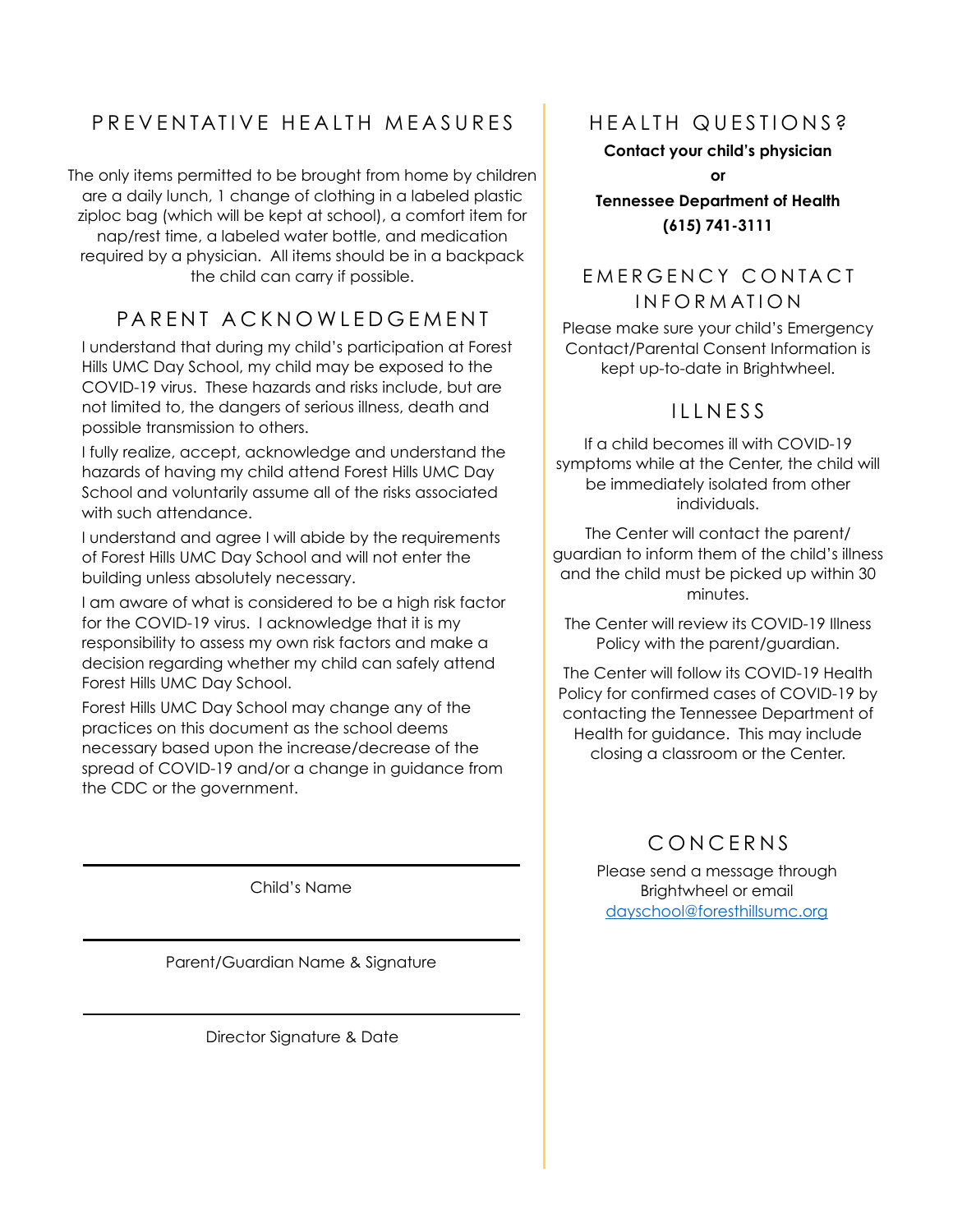## PREVENTATIVE HEALTH MEASURES

The only items permitted to be brought from home by children are a daily lunch, 1 change of clothing in a labeled plastic ziploc bag (which will be kept at school), a comfort item for nap/rest time, a labeled water bottle, and medication required by a physician. All items should be in a backpack the child can carry if possible.

## PARENT ACKNOWLEDGEMENT

I understand that during my child's participation at Forest Hills UMC Day School, my child may be exposed to the COVID-19 virus. These hazards and risks include, but are not limited to, the dangers of serious illness, death and possible transmission to others.

I fully realize, accept, acknowledge and understand the hazards of having my child attend Forest Hills UMC Day School and voluntarily assume all of the risks associated with such attendance.

I understand and agree I will abide by the requirements of Forest Hills UMC Day School and will not enter the building unless absolutely necessary.

I am aware of what is considered to be a high risk factor for the COVID-19 virus. I acknowledge that it is my responsibility to assess my own risk factors and make a decision regarding whether my child can safely attend Forest Hills UMC Day School.

Forest Hills UMC Day School may change any of the practices on this document as the school deems necessary based upon the increase/decrease of the spread of COVID-19 and/or a change in guidance from the CDC or the government.

\_\_\_\_\_\_\_\_\_\_\_\_\_\_\_\_\_\_\_\_\_\_\_\_\_\_\_\_\_\_

Child's Name

\_\_\_\_\_\_\_\_\_\_\_\_\_\_\_\_\_\_\_\_\_\_\_\_\_\_\_\_\_\_

Parent/Guardian Name & Signature

\_\_\_\_\_\_\_\_\_\_\_\_\_\_\_\_\_\_\_\_\_\_\_\_\_\_\_\_\_\_

Director Signature & Date

## HEALTH QUESTIONS?

**Contact your child's physician**

**or**

**Tennessee Department of Health**
**(615) 741-3111**

## EMERGENCY CONTACT INFORMATION

Please make sure your child's Emergency Contact/Parental Consent Information is kept up-to-date in Brightwheel.

## ILLNESS

If a child becomes ill with COVID-19 symptoms while at the Center, the child will be immediately isolated from other individuals.

The Center will contact the parent/guardian to inform them of the child's illness and the child must be picked up within 30 minutes.

The Center will review its COVID-19 Illness Policy with the parent/guardian.

The Center will follow its COVID-19 Health Policy for confirmed cases of COVID-19 by contacting the Tennessee Department of Health for guidance. This may include closing a classroom or the Center.

## CONCERNS

Please send a message through Brightwheel or email [dayschool@foresthillsumc.org](mailto:dayschool@foresthillsumc.org)